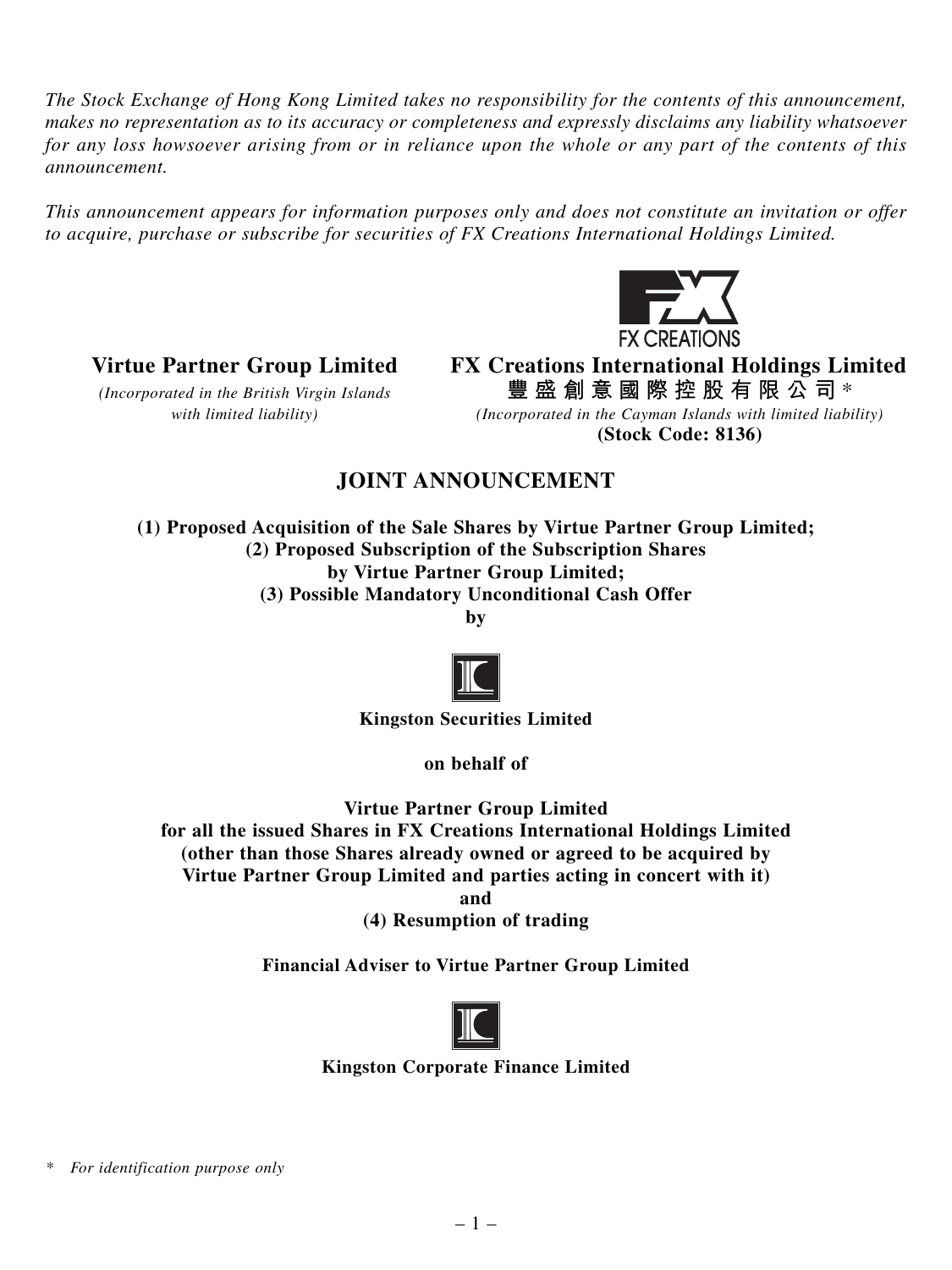*The Stock Exchange of Hong Kong Limited takes no responsibility for the contents of this announcement, makes no representation as to its accuracy or completeness and expressly disclaims any liability whatsoever for any loss howsoever arising from or in reliance upon the whole or any part of the contents of this announcement.*

*This announcement appears for information purposes only and does not constitute an invitation or offer to acquire, purchase or subscribe for securities of FX Creations International Holdings Limited.*

**Virtue Partner Group Limited**

*(Incorporated in the British Virgin Islands with limited liability)*

**FX Creations International Holdings Limited**

**豐盛創意國際控股有限公司*** 

*(Incorporated in the Cayman Islands with limited liability)*

**(Stock Code: 8136)**

# JOINT ANNOUNCEMENT

**(1) Proposed Acquisition of the Sale Shares by Virtue Partner Group Limited;**
**(2) Proposed Subscription of the Subscription Shares by Virtue Partner Group Limited;**
**(3) Possible Mandatory Unconditional Cash Offer**
**by**

**Kingston Securities Limited**

**on behalf of**

**Virtue Partner Group Limited**
**for all the issued Shares in FX Creations International Holdings Limited (other than those Shares already owned or agreed to be acquired by Virtue Partner Group Limited and parties acting in concert with it)**
**and**
**(4) Resumption of trading**

**Financial Adviser to Virtue Partner Group Limited**

**Kingston Corporate Finance Limited**

\* *For identification purpose only*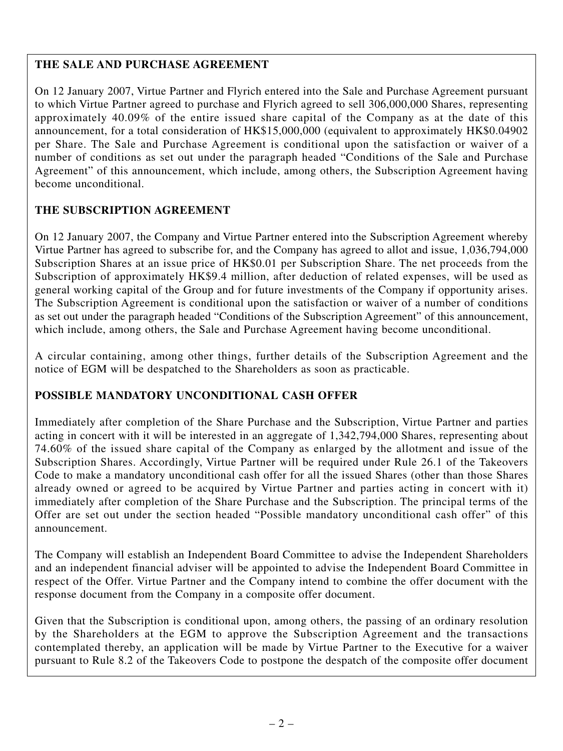## THE SALE AND PURCHASE AGREEMENT

On 12 January 2007, Virtue Partner and Flyrich entered into the Sale and Purchase Agreement pursuant to which Virtue Partner agreed to purchase and Flyrich agreed to sell 306,000,000 Shares, representing approximately 40.09% of the entire issued share capital of the Company as at the date of this announcement, for a total consideration of HK$15,000,000 (equivalent to approximately HK$0.04902 per Share. The Sale and Purchase Agreement is conditional upon the satisfaction or waiver of a number of conditions as set out under the paragraph headed "Conditions of the Sale and Purchase Agreement" of this announcement, which include, among others, the Subscription Agreement having become unconditional.

## THE SUBSCRIPTION AGREEMENT

On 12 January 2007, the Company and Virtue Partner entered into the Subscription Agreement whereby Virtue Partner has agreed to subscribe for, and the Company has agreed to allot and issue, 1,036,794,000 Subscription Shares at an issue price of HK$0.01 per Subscription Share. The net proceeds from the Subscription of approximately HK$9.4 million, after deduction of related expenses, will be used as general working capital of the Group and for future investments of the Company if opportunity arises. The Subscription Agreement is conditional upon the satisfaction or waiver of a number of conditions as set out under the paragraph headed "Conditions of the Subscription Agreement" of this announcement, which include, among others, the Sale and Purchase Agreement having become unconditional.

A circular containing, among other things, further details of the Subscription Agreement and the notice of EGM will be despatched to the Shareholders as soon as practicable.

## POSSIBLE MANDATORY UNCONDITIONAL CASH OFFER

Immediately after completion of the Share Purchase and the Subscription, Virtue Partner and parties acting in concert with it will be interested in an aggregate of 1,342,794,000 Shares, representing about 74.60% of the issued share capital of the Company as enlarged by the allotment and issue of the Subscription Shares. Accordingly, Virtue Partner will be required under Rule 26.1 of the Takeovers Code to make a mandatory unconditional cash offer for all the issued Shares (other than those Shares already owned or agreed to be acquired by Virtue Partner and parties acting in concert with it) immediately after completion of the Share Purchase and the Subscription. The principal terms of the Offer are set out under the section headed "Possible mandatory unconditional cash offer" of this announcement.

The Company will establish an Independent Board Committee to advise the Independent Shareholders and an independent financial adviser will be appointed to advise the Independent Board Committee in respect of the Offer. Virtue Partner and the Company intend to combine the offer document with the response document from the Company in a composite offer document.

Given that the Subscription is conditional upon, among others, the passing of an ordinary resolution by the Shareholders at the EGM to approve the Subscription Agreement and the transactions contemplated thereby, an application will be made by Virtue Partner to the Executive for a waiver pursuant to Rule 8.2 of the Takeovers Code to postpone the despatch of the composite offer document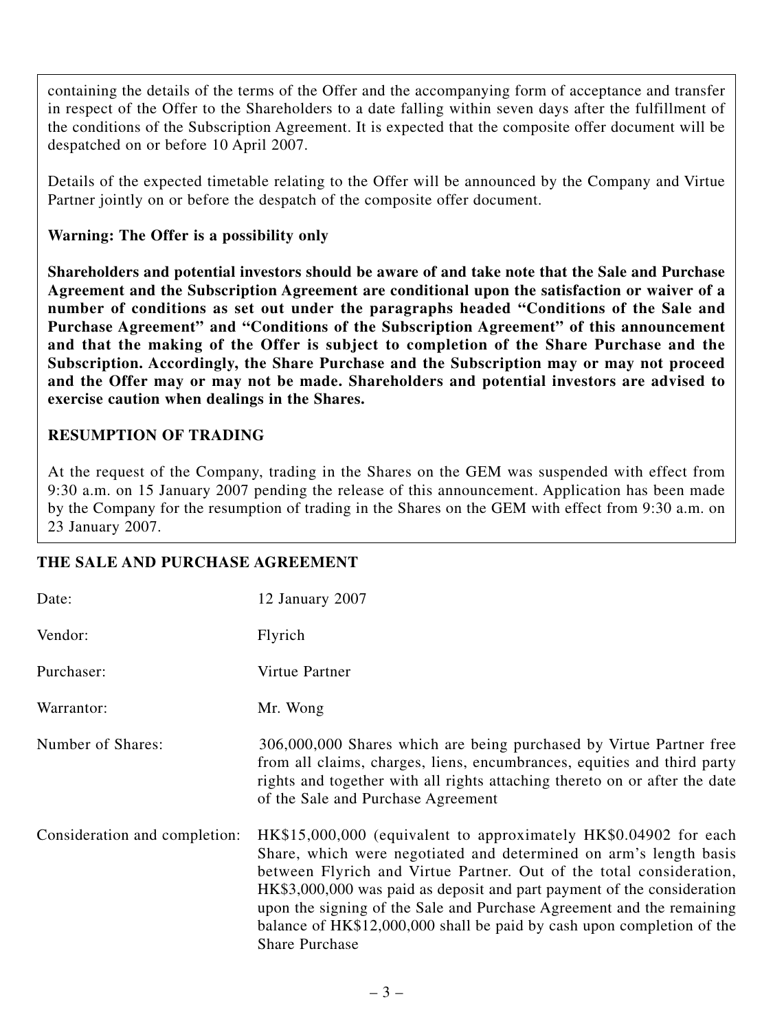containing the details of the terms of the Offer and the accompanying form of acceptance and transfer in respect of the Offer to the Shareholders to a date falling within seven days after the fulfillment of the conditions of the Subscription Agreement. It is expected that the composite offer document will be despatched on or before 10 April 2007.

Details of the expected timetable relating to the Offer will be announced by the Company and Virtue Partner jointly on or before the despatch of the composite offer document.

**Warning: The Offer is a possibility only**

**Shareholders and potential investors should be aware of and take note that the Sale and Purchase Agreement and the Subscription Agreement are conditional upon the satisfaction or waiver of a number of conditions as set out under the paragraphs headed "Conditions of the Sale and Purchase Agreement" and "Conditions of the Subscription Agreement" of this announcement and that the making of the Offer is subject to completion of the Share Purchase and the Subscription. Accordingly, the Share Purchase and the Subscription may or may not proceed and the Offer may or may not be made. Shareholders and potential investors are advised to exercise caution when dealings in the Shares.**

**RESUMPTION OF TRADING**

At the request of the Company, trading in the Shares on the GEM was suspended with effect from 9:30 a.m. on 15 January 2007 pending the release of this announcement. Application has been made by the Company for the resumption of trading in the Shares on the GEM with effect from 9:30 a.m. on 23 January 2007.

## THE SALE AND PURCHASE AGREEMENT

| | |
|---|---|
| Date: | 12 January 2007 |
| Vendor: | Flyrich |
| Purchaser: | Virtue Partner |
| Warrantor: | Mr. Wong |
| Number of Shares: | 306,000,000 Shares which are being purchased by Virtue Partner free from all claims, charges, liens, encumbrances, equities and third party rights and together with all rights attaching thereto on or after the date of the Sale and Purchase Agreement |
| Consideration and completion: | HK$15,000,000 (equivalent to approximately HK$0.04902 for each Share, which were negotiated and determined on arm's length basis between Flyrich and Virtue Partner. Out of the total consideration, HK$3,000,000 was paid as deposit and part payment of the consideration upon the signing of the Sale and Purchase Agreement and the remaining balance of HK$12,000,000 shall be paid by cash upon completion of the Share Purchase |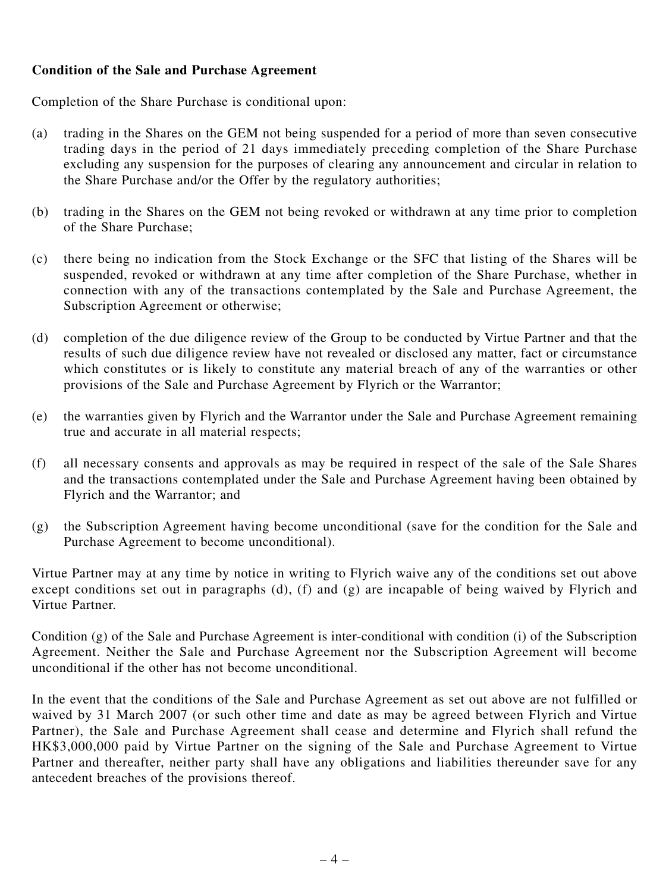**Condition of the Sale and Purchase Agreement**

Completion of the Share Purchase is conditional upon:

(a) trading in the Shares on the GEM not being suspended for a period of more than seven consecutive trading days in the period of 21 days immediately preceding completion of the Share Purchase excluding any suspension for the purposes of clearing any announcement and circular in relation to the Share Purchase and/or the Offer by the regulatory authorities;

(b) trading in the Shares on the GEM not being revoked or withdrawn at any time prior to completion of the Share Purchase;

(c) there being no indication from the Stock Exchange or the SFC that listing of the Shares will be suspended, revoked or withdrawn at any time after completion of the Share Purchase, whether in connection with any of the transactions contemplated by the Sale and Purchase Agreement, the Subscription Agreement or otherwise;

(d) completion of the due diligence review of the Group to be conducted by Virtue Partner and that the results of such due diligence review have not revealed or disclosed any matter, fact or circumstance which constitutes or is likely to constitute any material breach of any of the warranties or other provisions of the Sale and Purchase Agreement by Flyrich or the Warrantor;

(e) the warranties given by Flyrich and the Warrantor under the Sale and Purchase Agreement remaining true and accurate in all material respects;

(f) all necessary consents and approvals as may be required in respect of the sale of the Sale Shares and the transactions contemplated under the Sale and Purchase Agreement having been obtained by Flyrich and the Warrantor; and

(g) the Subscription Agreement having become unconditional (save for the condition for the Sale and Purchase Agreement to become unconditional).

Virtue Partner may at any time by notice in writing to Flyrich waive any of the conditions set out above except conditions set out in paragraphs (d), (f) and (g) are incapable of being waived by Flyrich and Virtue Partner.

Condition (g) of the Sale and Purchase Agreement is inter-conditional with condition (i) of the Subscription Agreement. Neither the Sale and Purchase Agreement nor the Subscription Agreement will become unconditional if the other has not become unconditional.

In the event that the conditions of the Sale and Purchase Agreement as set out above are not fulfilled or waived by 31 March 2007 (or such other time and date as may be agreed between Flyrich and Virtue Partner), the Sale and Purchase Agreement shall cease and determine and Flyrich shall refund the HK$3,000,000 paid by Virtue Partner on the signing of the Sale and Purchase Agreement to Virtue Partner and thereafter, neither party shall have any obligations and liabilities thereunder save for any antecedent breaches of the provisions thereof.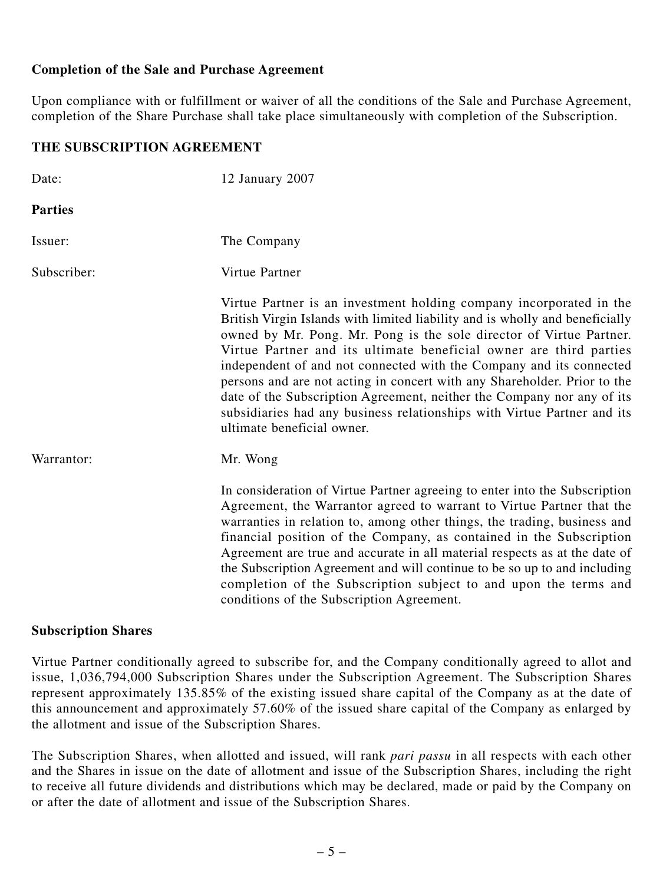**Completion of the Sale and Purchase Agreement**

Upon compliance with or fulfillment or waiver of all the conditions of the Sale and Purchase Agreement, completion of the Share Purchase shall take place simultaneously with completion of the Subscription.

**THE SUBSCRIPTION AGREEMENT**

Date: 12 January 2007

**Parties**

Issuer: The Company

Subscriber: Virtue Partner

Virtue Partner is an investment holding company incorporated in the British Virgin Islands with limited liability and is wholly and beneficially owned by Mr. Pong. Mr. Pong is the sole director of Virtue Partner. Virtue Partner and its ultimate beneficial owner are third parties independent of and not connected with the Company and its connected persons and are not acting in concert with any Shareholder. Prior to the date of the Subscription Agreement, neither the Company nor any of its subsidiaries had any business relationships with Virtue Partner and its ultimate beneficial owner.

Warrantor: Mr. Wong

In consideration of Virtue Partner agreeing to enter into the Subscription Agreement, the Warrantor agreed to warrant to Virtue Partner that the warranties in relation to, among other things, the trading, business and financial position of the Company, as contained in the Subscription Agreement are true and accurate in all material respects as at the date of the Subscription Agreement and will continue to be so up to and including completion of the Subscription subject to and upon the terms and conditions of the Subscription Agreement.

**Subscription Shares**

Virtue Partner conditionally agreed to subscribe for, and the Company conditionally agreed to allot and issue, 1,036,794,000 Subscription Shares under the Subscription Agreement. The Subscription Shares represent approximately 135.85% of the existing issued share capital of the Company as at the date of this announcement and approximately 57.60% of the issued share capital of the Company as enlarged by the allotment and issue of the Subscription Shares.

The Subscription Shares, when allotted and issued, will rank *pari passu* in all respects with each other and the Shares in issue on the date of allotment and issue of the Subscription Shares, including the right to receive all future dividends and distributions which may be declared, made or paid by the Company on or after the date of allotment and issue of the Subscription Shares.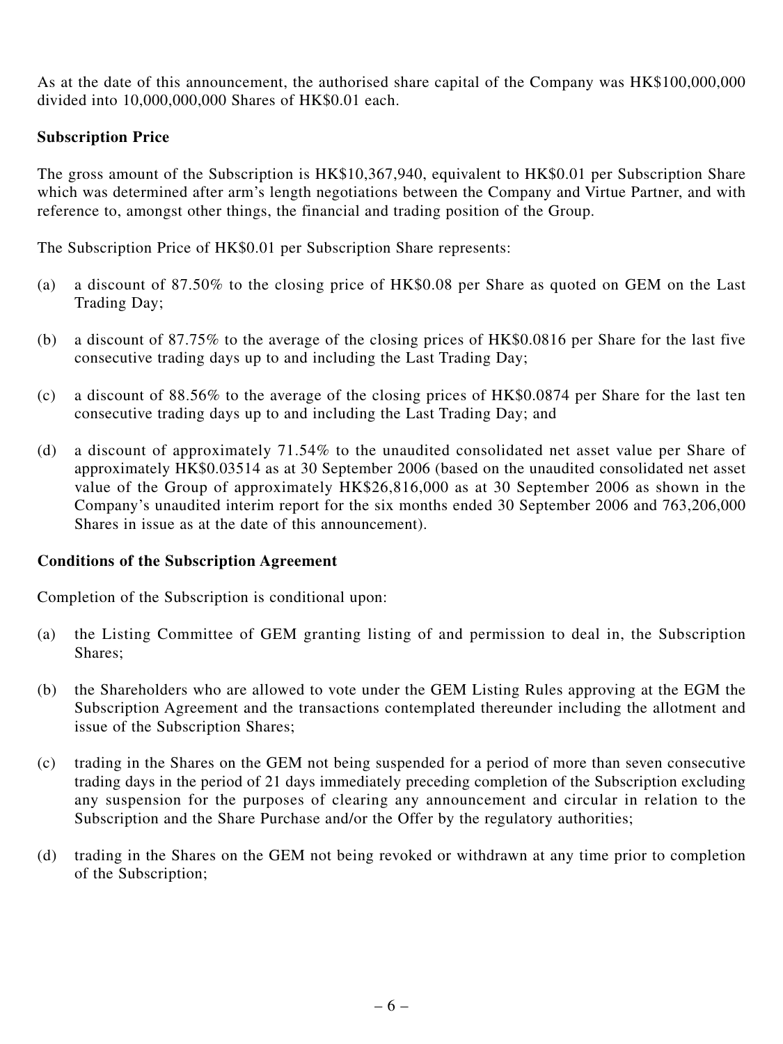As at the date of this announcement, the authorised share capital of the Company was HK$100,000,000 divided into 10,000,000,000 Shares of HK$0.01 each.

**Subscription Price**

The gross amount of the Subscription is HK$10,367,940, equivalent to HK$0.01 per Subscription Share which was determined after arm's length negotiations between the Company and Virtue Partner, and with reference to, amongst other things, the financial and trading position of the Group.

The Subscription Price of HK$0.01 per Subscription Share represents:

(a) a discount of 87.50% to the closing price of HK$0.08 per Share as quoted on GEM on the Last Trading Day;

(b) a discount of 87.75% to the average of the closing prices of HK$0.0816 per Share for the last five consecutive trading days up to and including the Last Trading Day;

(c) a discount of 88.56% to the average of the closing prices of HK$0.0874 per Share for the last ten consecutive trading days up to and including the Last Trading Day; and

(d) a discount of approximately 71.54% to the unaudited consolidated net asset value per Share of approximately HK$0.03514 as at 30 September 2006 (based on the unaudited consolidated net asset value of the Group of approximately HK$26,816,000 as at 30 September 2006 as shown in the Company's unaudited interim report for the six months ended 30 September 2006 and 763,206,000 Shares in issue as at the date of this announcement).

**Conditions of the Subscription Agreement**

Completion of the Subscription is conditional upon:

(a) the Listing Committee of GEM granting listing of and permission to deal in, the Subscription Shares;

(b) the Shareholders who are allowed to vote under the GEM Listing Rules approving at the EGM the Subscription Agreement and the transactions contemplated thereunder including the allotment and issue of the Subscription Shares;

(c) trading in the Shares on the GEM not being suspended for a period of more than seven consecutive trading days in the period of 21 days immediately preceding completion of the Subscription excluding any suspension for the purposes of clearing any announcement and circular in relation to the Subscription and the Share Purchase and/or the Offer by the regulatory authorities;

(d) trading in the Shares on the GEM not being revoked or withdrawn at any time prior to completion of the Subscription;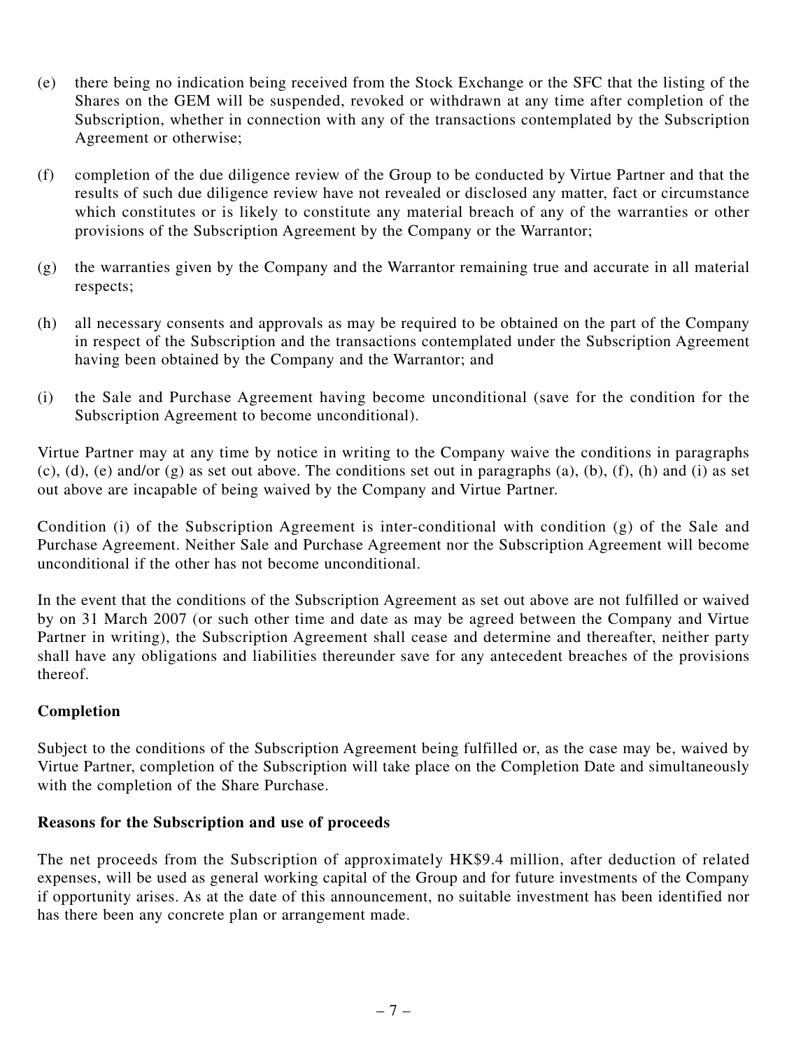(e) there being no indication being received from the Stock Exchange or the SFC that the listing of the Shares on the GEM will be suspended, revoked or withdrawn at any time after completion of the Subscription, whether in connection with any of the transactions contemplated by the Subscription Agreement or otherwise;

(f) completion of the due diligence review of the Group to be conducted by Virtue Partner and that the results of such due diligence review have not revealed or disclosed any matter, fact or circumstance which constitutes or is likely to constitute any material breach of any of the warranties or other provisions of the Subscription Agreement by the Company or the Warrantor;

(g) the warranties given by the Company and the Warrantor remaining true and accurate in all material respects;

(h) all necessary consents and approvals as may be required to be obtained on the part of the Company in respect of the Subscription and the transactions contemplated under the Subscription Agreement having been obtained by the Company and the Warrantor; and

(i) the Sale and Purchase Agreement having become unconditional (save for the condition for the Subscription Agreement to become unconditional).

Virtue Partner may at any time by notice in writing to the Company waive the conditions in paragraphs (c), (d), (e) and/or (g) as set out above. The conditions set out in paragraphs (a), (b), (f), (h) and (i) as set out above are incapable of being waived by the Company and Virtue Partner.

Condition (i) of the Subscription Agreement is inter-conditional with condition (g) of the Sale and Purchase Agreement. Neither Sale and Purchase Agreement nor the Subscription Agreement will become unconditional if the other has not become unconditional.

In the event that the conditions of the Subscription Agreement as set out above are not fulfilled or waived by on 31 March 2007 (or such other time and date as may be agreed between the Company and Virtue Partner in writing), the Subscription Agreement shall cease and determine and thereafter, neither party shall have any obligations and liabilities thereunder save for any antecedent breaches of the provisions thereof.

**Completion**

Subject to the conditions of the Subscription Agreement being fulfilled or, as the case may be, waived by Virtue Partner, completion of the Subscription will take place on the Completion Date and simultaneously with the completion of the Share Purchase.

**Reasons for the Subscription and use of proceeds**

The net proceeds from the Subscription of approximately HK$9.4 million, after deduction of related expenses, will be used as general working capital of the Group and for future investments of the Company if opportunity arises. As at the date of this announcement, no suitable investment has been identified nor has there been any concrete plan or arrangement made.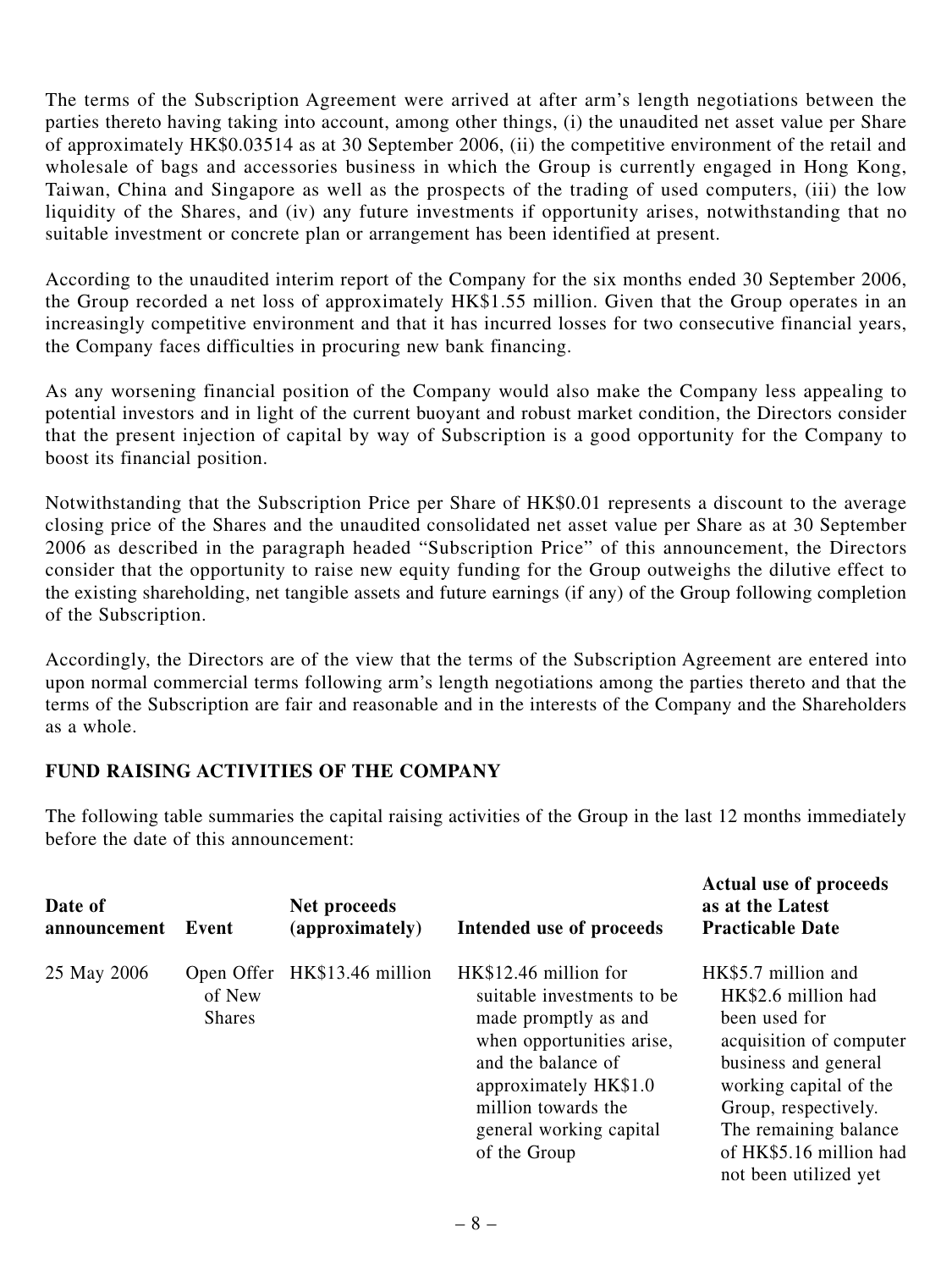The terms of the Subscription Agreement were arrived at after arm's length negotiations between the parties thereto having taking into account, among other things, (i) the unaudited net asset value per Share of approximately HK$0.03514 as at 30 September 2006, (ii) the competitive environment of the retail and wholesale of bags and accessories business in which the Group is currently engaged in Hong Kong, Taiwan, China and Singapore as well as the prospects of the trading of used computers, (iii) the low liquidity of the Shares, and (iv) any future investments if opportunity arises, notwithstanding that no suitable investment or concrete plan or arrangement has been identified at present.

According to the unaudited interim report of the Company for the six months ended 30 September 2006, the Group recorded a net loss of approximately HK$1.55 million. Given that the Group operates in an increasingly competitive environment and that it has incurred losses for two consecutive financial years, the Company faces difficulties in procuring new bank financing.

As any worsening financial position of the Company would also make the Company less appealing to potential investors and in light of the current buoyant and robust market condition, the Directors consider that the present injection of capital by way of Subscription is a good opportunity for the Company to boost its financial position.

Notwithstanding that the Subscription Price per Share of HK$0.01 represents a discount to the average closing price of the Shares and the unaudited consolidated net asset value per Share as at 30 September 2006 as described in the paragraph headed "Subscription Price" of this announcement, the Directors consider that the opportunity to raise new equity funding for the Group outweighs the dilutive effect to the existing shareholding, net tangible assets and future earnings (if any) of the Group following completion of the Subscription.

Accordingly, the Directors are of the view that the terms of the Subscription Agreement are entered into upon normal commercial terms following arm's length negotiations among the parties thereto and that the terms of the Subscription are fair and reasonable and in the interests of the Company and the Shareholders as a whole.

## FUND RAISING ACTIVITIES OF THE COMPANY

The following table summaries the capital raising activities of the Group in the last 12 months immediately before the date of this announcement:

| Date of announcement | Event | Net proceeds (approximately) | Intended use of proceeds | Actual use of proceeds as at the Latest Practicable Date |
|---|---|---|---|---|
| 25 May 2006 | Open Offer of New Shares | HK$13.46 million | HK$12.46 million for suitable investments to be made promptly as and when opportunities arise, and the balance of approximately HK$1.0 million towards the general working capital of the Group | HK$5.7 million and HK$2.6 million had been used for acquisition of computer business and general working capital of the Group, respectively. The remaining balance of HK$5.16 million had not been utilized yet |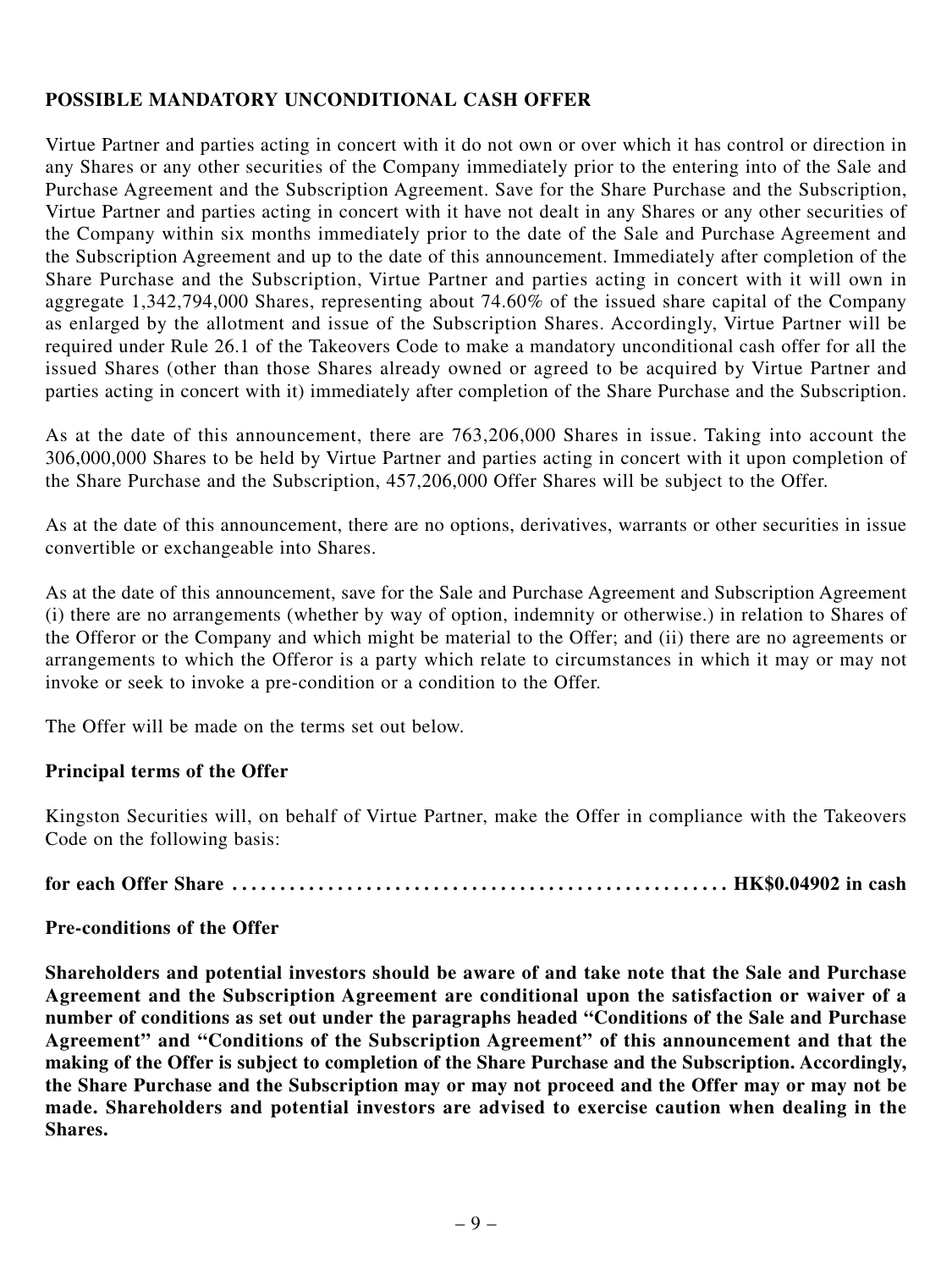## POSSIBLE MANDATORY UNCONDITIONAL CASH OFFER

Virtue Partner and parties acting in concert with it do not own or over which it has control or direction in any Shares or any other securities of the Company immediately prior to the entering into of the Sale and Purchase Agreement and the Subscription Agreement. Save for the Share Purchase and the Subscription, Virtue Partner and parties acting in concert with it have not dealt in any Shares or any other securities of the Company within six months immediately prior to the date of the Sale and Purchase Agreement and the Subscription Agreement and up to the date of this announcement. Immediately after completion of the Share Purchase and the Subscription, Virtue Partner and parties acting in concert with it will own in aggregate 1,342,794,000 Shares, representing about 74.60% of the issued share capital of the Company as enlarged by the allotment and issue of the Subscription Shares. Accordingly, Virtue Partner will be required under Rule 26.1 of the Takeovers Code to make a mandatory unconditional cash offer for all the issued Shares (other than those Shares already owned or agreed to be acquired by Virtue Partner and parties acting in concert with it) immediately after completion of the Share Purchase and the Subscription.

As at the date of this announcement, there are 763,206,000 Shares in issue. Taking into account the 306,000,000 Shares to be held by Virtue Partner and parties acting in concert with it upon completion of the Share Purchase and the Subscription, 457,206,000 Offer Shares will be subject to the Offer.

As at the date of this announcement, there are no options, derivatives, warrants or other securities in issue convertible or exchangeable into Shares.

As at the date of this announcement, save for the Sale and Purchase Agreement and Subscription Agreement (i) there are no arrangements (whether by way of option, indemnity or otherwise.) in relation to Shares of the Offeror or the Company and which might be material to the Offer; and (ii) there are no agreements or arrangements to which the Offeror is a party which relate to circumstances in which it may or may not invoke or seek to invoke a pre-condition or a condition to the Offer.

The Offer will be made on the terms set out below.

### Principal terms of the Offer

Kingston Securities will, on behalf of Virtue Partner, make the Offer in compliance with the Takeovers Code on the following basis:

**for each Offer Share .................................................... HK$0.04902 in cash**

### Pre-conditions of the Offer

**Shareholders and potential investors should be aware of and take note that the Sale and Purchase Agreement and the Subscription Agreement are conditional upon the satisfaction or waiver of a number of conditions as set out under the paragraphs headed "Conditions of the Sale and Purchase Agreement" and "Conditions of the Subscription Agreement" of this announcement and that the making of the Offer is subject to completion of the Share Purchase and the Subscription. Accordingly, the Share Purchase and the Subscription may or may not proceed and the Offer may or may not be made. Shareholders and potential investors are advised to exercise caution when dealing in the Shares.**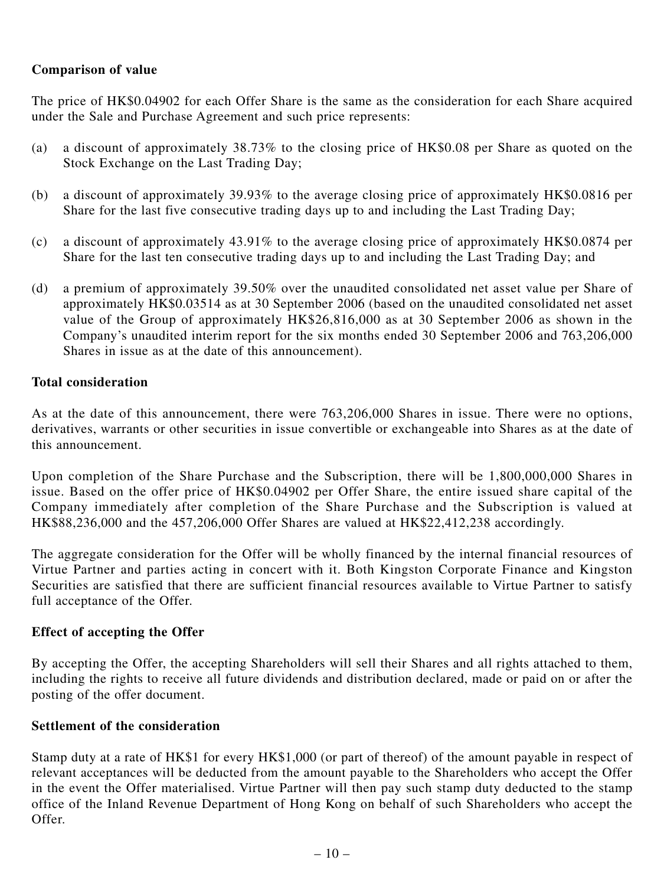**Comparison of value**

The price of HK$0.04902 for each Offer Share is the same as the consideration for each Share acquired under the Sale and Purchase Agreement and such price represents:

(a) a discount of approximately 38.73% to the closing price of HK$0.08 per Share as quoted on the Stock Exchange on the Last Trading Day;

(b) a discount of approximately 39.93% to the average closing price of approximately HK$0.0816 per Share for the last five consecutive trading days up to and including the Last Trading Day;

(c) a discount of approximately 43.91% to the average closing price of approximately HK$0.0874 per Share for the last ten consecutive trading days up to and including the Last Trading Day; and

(d) a premium of approximately 39.50% over the unaudited consolidated net asset value per Share of approximately HK$0.03514 as at 30 September 2006 (based on the unaudited consolidated net asset value of the Group of approximately HK$26,816,000 as at 30 September 2006 as shown in the Company's unaudited interim report for the six months ended 30 September 2006 and 763,206,000 Shares in issue as at the date of this announcement).

**Total consideration**

As at the date of this announcement, there were 763,206,000 Shares in issue. There were no options, derivatives, warrants or other securities in issue convertible or exchangeable into Shares as at the date of this announcement.

Upon completion of the Share Purchase and the Subscription, there will be 1,800,000,000 Shares in issue. Based on the offer price of HK$0.04902 per Offer Share, the entire issued share capital of the Company immediately after completion of the Share Purchase and the Subscription is valued at HK$88,236,000 and the 457,206,000 Offer Shares are valued at HK$22,412,238 accordingly.

The aggregate consideration for the Offer will be wholly financed by the internal financial resources of Virtue Partner and parties acting in concert with it. Both Kingston Corporate Finance and Kingston Securities are satisfied that there are sufficient financial resources available to Virtue Partner to satisfy full acceptance of the Offer.

**Effect of accepting the Offer**

By accepting the Offer, the accepting Shareholders will sell their Shares and all rights attached to them, including the rights to receive all future dividends and distribution declared, made or paid on or after the posting of the offer document.

**Settlement of the consideration**

Stamp duty at a rate of HK$1 for every HK$1,000 (or part of thereof) of the amount payable in respect of relevant acceptances will be deducted from the amount payable to the Shareholders who accept the Offer in the event the Offer materialised. Virtue Partner will then pay such stamp duty deducted to the stamp office of the Inland Revenue Department of Hong Kong on behalf of such Shareholders who accept the Offer.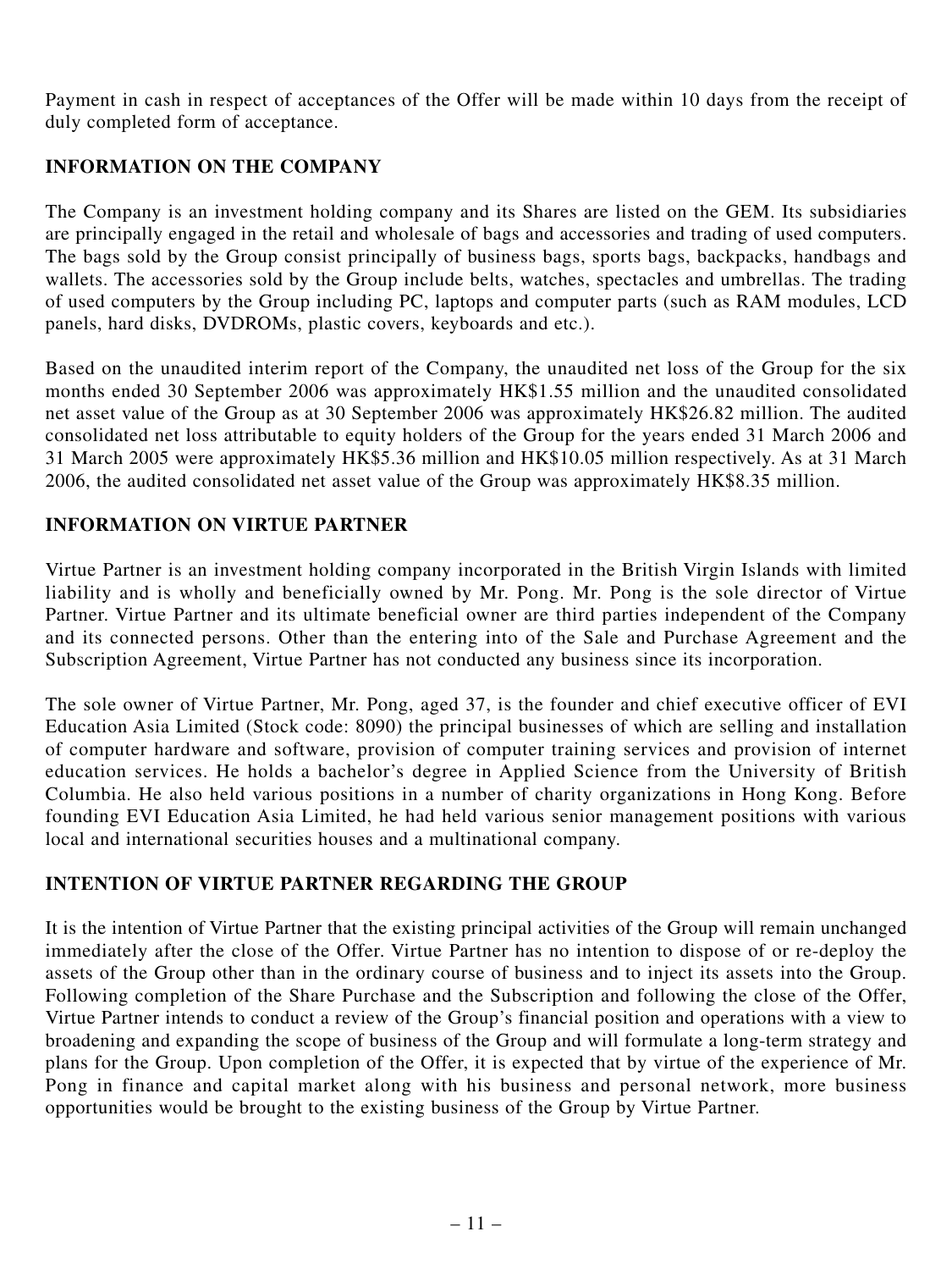Payment in cash in respect of acceptances of the Offer will be made within 10 days from the receipt of duly completed form of acceptance.

## INFORMATION ON THE COMPANY

The Company is an investment holding company and its Shares are listed on the GEM. Its subsidiaries are principally engaged in the retail and wholesale of bags and accessories and trading of used computers. The bags sold by the Group consist principally of business bags, sports bags, backpacks, handbags and wallets. The accessories sold by the Group include belts, watches, spectacles and umbrellas. The trading of used computers by the Group including PC, laptops and computer parts (such as RAM modules, LCD panels, hard disks, DVDROMs, plastic covers, keyboards and etc.).

Based on the unaudited interim report of the Company, the unaudited net loss of the Group for the six months ended 30 September 2006 was approximately HK$1.55 million and the unaudited consolidated net asset value of the Group as at 30 September 2006 was approximately HK$26.82 million. The audited consolidated net loss attributable to equity holders of the Group for the years ended 31 March 2006 and 31 March 2005 were approximately HK$5.36 million and HK$10.05 million respectively. As at 31 March 2006, the audited consolidated net asset value of the Group was approximately HK$8.35 million.

## INFORMATION ON VIRTUE PARTNER

Virtue Partner is an investment holding company incorporated in the British Virgin Islands with limited liability and is wholly and beneficially owned by Mr. Pong. Mr. Pong is the sole director of Virtue Partner. Virtue Partner and its ultimate beneficial owner are third parties independent of the Company and its connected persons. Other than the entering into of the Sale and Purchase Agreement and the Subscription Agreement, Virtue Partner has not conducted any business since its incorporation.

The sole owner of Virtue Partner, Mr. Pong, aged 37, is the founder and chief executive officer of EVI Education Asia Limited (Stock code: 8090) the principal businesses of which are selling and installation of computer hardware and software, provision of computer training services and provision of internet education services. He holds a bachelor's degree in Applied Science from the University of British Columbia. He also held various positions in a number of charity organizations in Hong Kong. Before founding EVI Education Asia Limited, he had held various senior management positions with various local and international securities houses and a multinational company.

## INTENTION OF VIRTUE PARTNER REGARDING THE GROUP

It is the intention of Virtue Partner that the existing principal activities of the Group will remain unchanged immediately after the close of the Offer. Virtue Partner has no intention to dispose of or re-deploy the assets of the Group other than in the ordinary course of business and to inject its assets into the Group. Following completion of the Share Purchase and the Subscription and following the close of the Offer, Virtue Partner intends to conduct a review of the Group's financial position and operations with a view to broadening and expanding the scope of business of the Group and will formulate a long-term strategy and plans for the Group. Upon completion of the Offer, it is expected that by virtue of the experience of Mr. Pong in finance and capital market along with his business and personal network, more business opportunities would be brought to the existing business of the Group by Virtue Partner.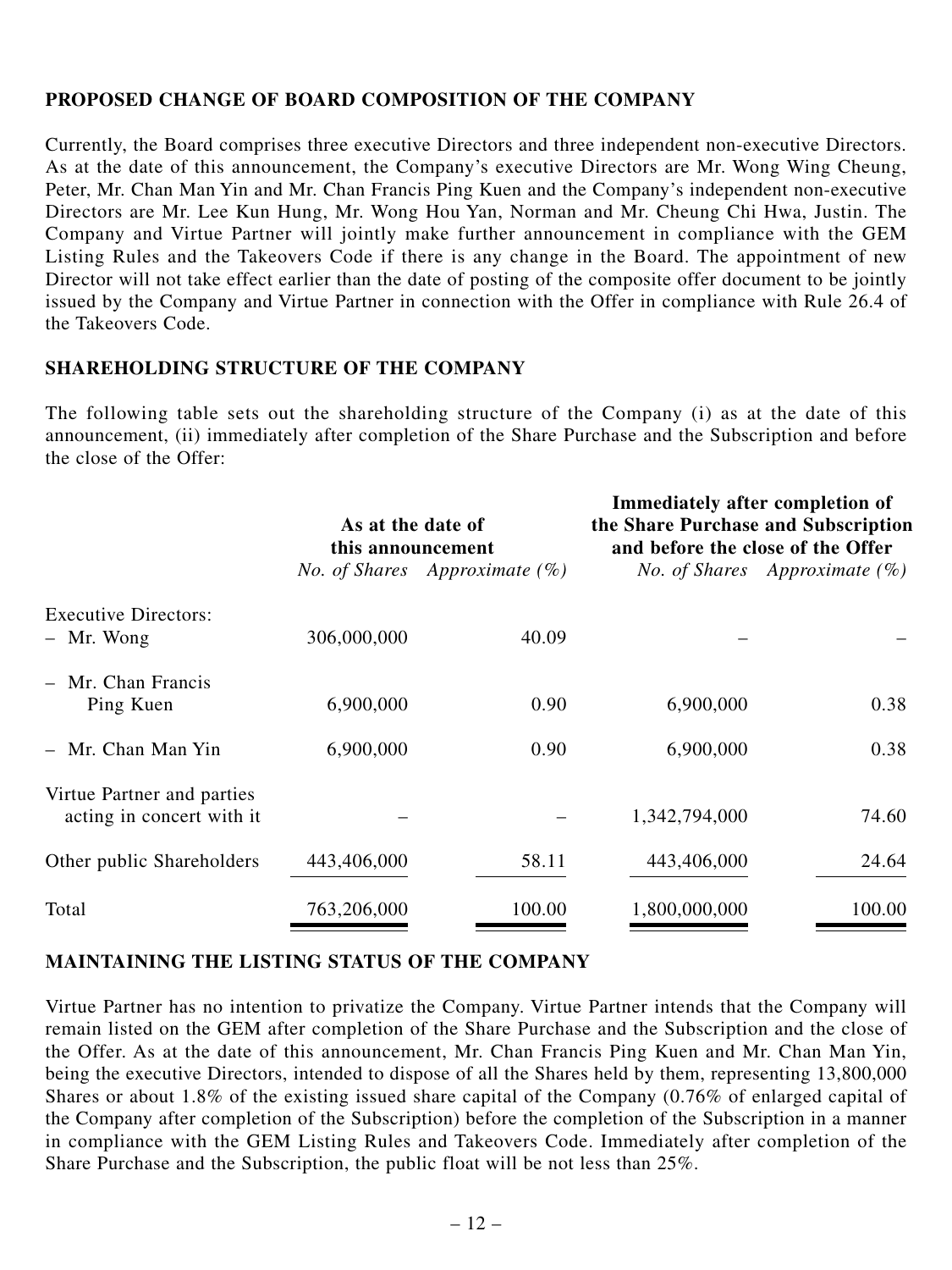## PROPOSED CHANGE OF BOARD COMPOSITION OF THE COMPANY

Currently, the Board comprises three executive Directors and three independent non-executive Directors. As at the date of this announcement, the Company's executive Directors are Mr. Wong Wing Cheung, Peter, Mr. Chan Man Yin and Mr. Chan Francis Ping Kuen and the Company's independent non-executive Directors are Mr. Lee Kun Hung, Mr. Wong Hou Yan, Norman and Mr. Cheung Chi Hwa, Justin. The Company and Virtue Partner will jointly make further announcement in compliance with the GEM Listing Rules and the Takeovers Code if there is any change in the Board. The appointment of new Director will not take effect earlier than the date of posting of the composite offer document to be jointly issued by the Company and Virtue Partner in connection with the Offer in compliance with Rule 26.4 of the Takeovers Code.

## SHAREHOLDING STRUCTURE OF THE COMPANY

The following table sets out the shareholding structure of the Company (i) as at the date of this announcement, (ii) immediately after completion of the Share Purchase and the Subscription and before the close of the Offer:

| | As at the date of this announcement | | Immediately after completion of the Share Purchase and Subscription and before the close of the Offer | |
|---|---|---|---|---|
| | *No. of Shares* | *Approximate (%)* | *No. of Shares* | *Approximate (%)* |
| Executive Directors: | | | | |
| – Mr. Wong | 306,000,000 | 40.09 | – | – |
| – Mr. Chan Francis Ping Kuen | 6,900,000 | 0.90 | 6,900,000 | 0.38 |
| – Mr. Chan Man Yin | 6,900,000 | 0.90 | 6,900,000 | 0.38 |
| Virtue Partner and parties acting in concert with it | – | – | 1,342,794,000 | 74.60 |
| Other public Shareholders | 443,406,000 | 58.11 | 443,406,000 | 24.64 |
| Total | 763,206,000 | 100.00 | 1,800,000,000 | 100.00 |

## MAINTAINING THE LISTING STATUS OF THE COMPANY

Virtue Partner has no intention to privatize the Company. Virtue Partner intends that the Company will remain listed on the GEM after completion of the Share Purchase and the Subscription and the close of the Offer. As at the date of this announcement, Mr. Chan Francis Ping Kuen and Mr. Chan Man Yin, being the executive Directors, intended to dispose of all the Shares held by them, representing 13,800,000 Shares or about 1.8% of the existing issued share capital of the Company (0.76% of enlarged capital of the Company after completion of the Subscription) before the completion of the Subscription in a manner in compliance with the GEM Listing Rules and Takeovers Code. Immediately after completion of the Share Purchase and the Subscription, the public float will be not less than 25%.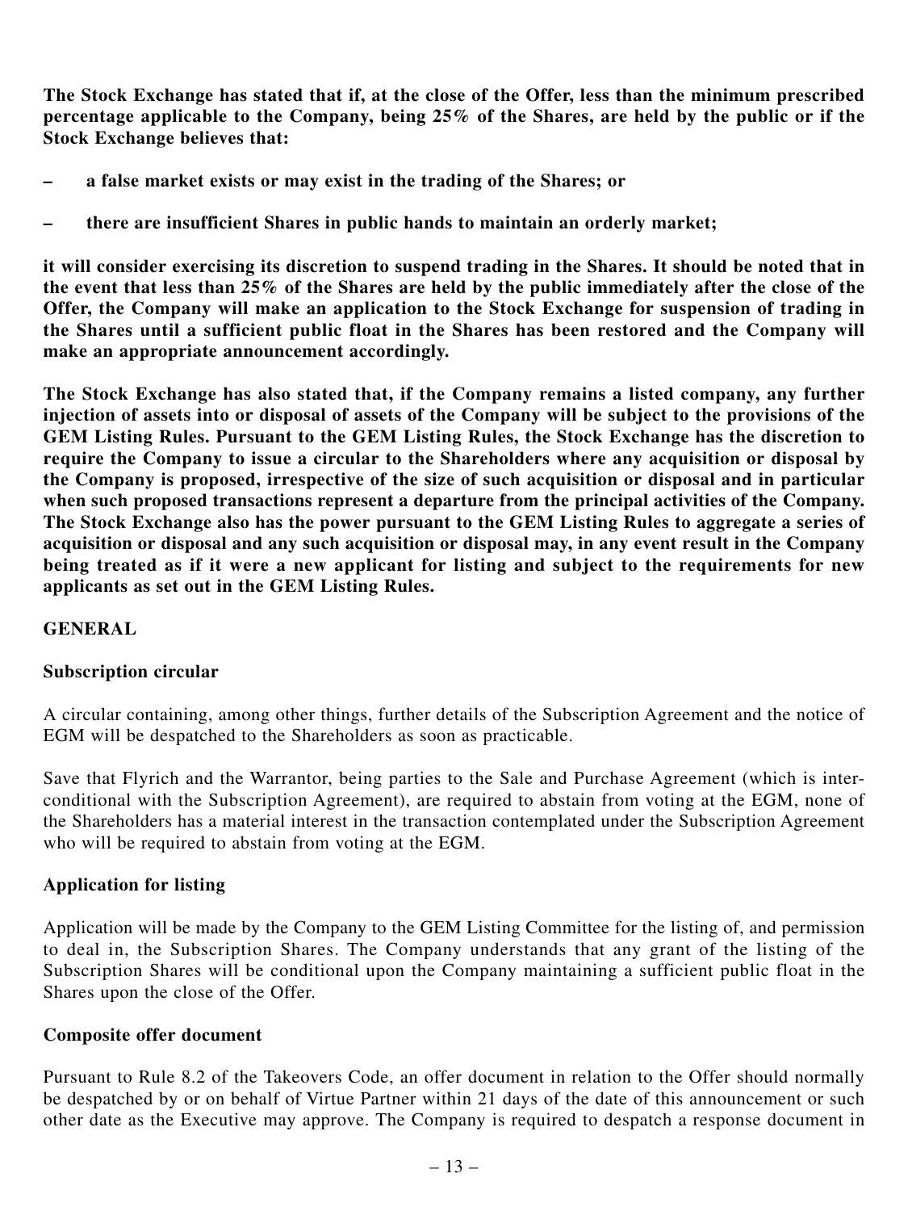**The Stock Exchange has stated that if, at the close of the Offer, less than the minimum prescribed percentage applicable to the Company, being 25% of the Shares, are held by the public or if the Stock Exchange believes that:**

- **a false market exists or may exist in the trading of the Shares; or**
- **there are insufficient Shares in public hands to maintain an orderly market;**

**it will consider exercising its discretion to suspend trading in the Shares. It should be noted that in the event that less than 25% of the Shares are held by the public immediately after the close of the Offer, the Company will make an application to the Stock Exchange for suspension of trading in the Shares until a sufficient public float in the Shares has been restored and the Company will make an appropriate announcement accordingly.**

**The Stock Exchange has also stated that, if the Company remains a listed company, any further injection of assets into or disposal of assets of the Company will be subject to the provisions of the GEM Listing Rules. Pursuant to the GEM Listing Rules, the Stock Exchange has the discretion to require the Company to issue a circular to the Shareholders where any acquisition or disposal by the Company is proposed, irrespective of the size of such acquisition or disposal and in particular when such proposed transactions represent a departure from the principal activities of the Company. The Stock Exchange also has the power pursuant to the GEM Listing Rules to aggregate a series of acquisition or disposal and any such acquisition or disposal may, in any event result in the Company being treated as if it were a new applicant for listing and subject to the requirements for new applicants as set out in the GEM Listing Rules.**

## GENERAL

### Subscription circular

A circular containing, among other things, further details of the Subscription Agreement and the notice of EGM will be despatched to the Shareholders as soon as practicable.

Save that Flyrich and the Warrantor, being parties to the Sale and Purchase Agreement (which is inter-conditional with the Subscription Agreement), are required to abstain from voting at the EGM, none of the Shareholders has a material interest in the transaction contemplated under the Subscription Agreement who will be required to abstain from voting at the EGM.

### Application for listing

Application will be made by the Company to the GEM Listing Committee for the listing of, and permission to deal in, the Subscription Shares. The Company understands that any grant of the listing of the Subscription Shares will be conditional upon the Company maintaining a sufficient public float in the Shares upon the close of the Offer.

### Composite offer document

Pursuant to Rule 8.2 of the Takeovers Code, an offer document in relation to the Offer should normally be despatched by or on behalf of Virtue Partner within 21 days of the date of this announcement or such other date as the Executive may approve. The Company is required to despatch a response document in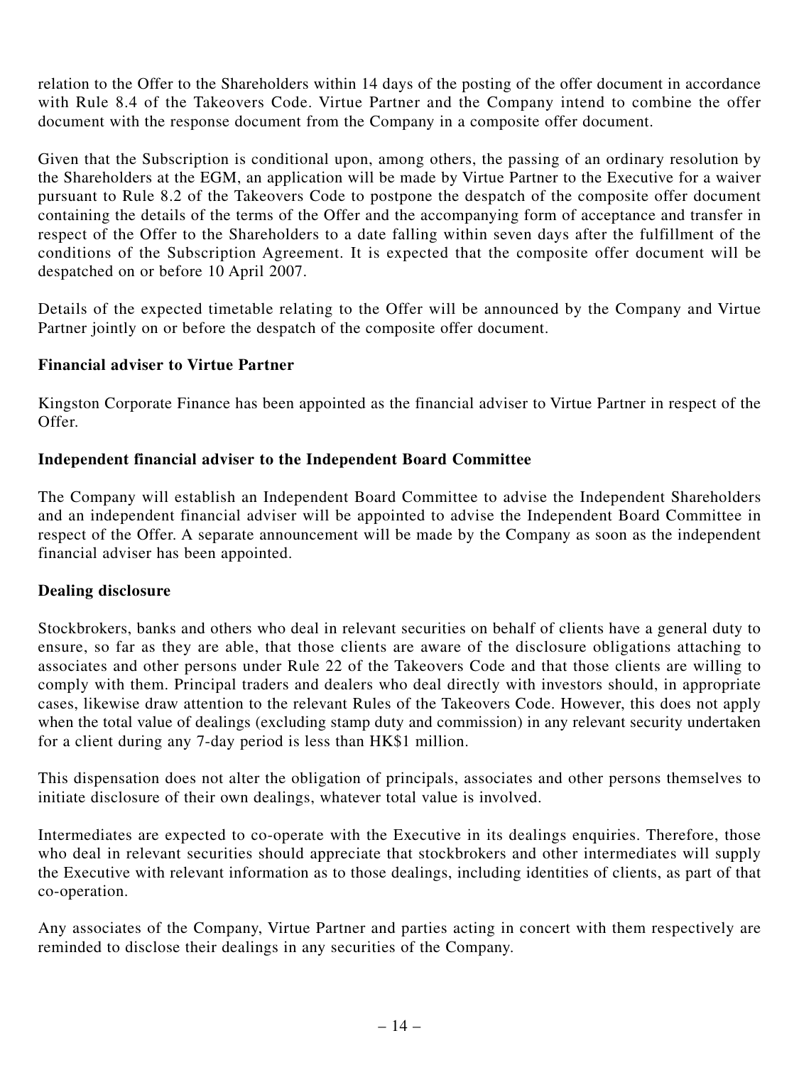relation to the Offer to the Shareholders within 14 days of the posting of the offer document in accordance with Rule 8.4 of the Takeovers Code. Virtue Partner and the Company intend to combine the offer document with the response document from the Company in a composite offer document.

Given that the Subscription is conditional upon, among others, the passing of an ordinary resolution by the Shareholders at the EGM, an application will be made by Virtue Partner to the Executive for a waiver pursuant to Rule 8.2 of the Takeovers Code to postpone the despatch of the composite offer document containing the details of the terms of the Offer and the accompanying form of acceptance and transfer in respect of the Offer to the Shareholders to a date falling within seven days after the fulfillment of the conditions of the Subscription Agreement. It is expected that the composite offer document will be despatched on or before 10 April 2007.

Details of the expected timetable relating to the Offer will be announced by the Company and Virtue Partner jointly on or before the despatch of the composite offer document.

**Financial adviser to Virtue Partner**

Kingston Corporate Finance has been appointed as the financial adviser to Virtue Partner in respect of the Offer.

**Independent financial adviser to the Independent Board Committee**

The Company will establish an Independent Board Committee to advise the Independent Shareholders and an independent financial adviser will be appointed to advise the Independent Board Committee in respect of the Offer. A separate announcement will be made by the Company as soon as the independent financial adviser has been appointed.

**Dealing disclosure**

Stockbrokers, banks and others who deal in relevant securities on behalf of clients have a general duty to ensure, so far as they are able, that those clients are aware of the disclosure obligations attaching to associates and other persons under Rule 22 of the Takeovers Code and that those clients are willing to comply with them. Principal traders and dealers who deal directly with investors should, in appropriate cases, likewise draw attention to the relevant Rules of the Takeovers Code. However, this does not apply when the total value of dealings (excluding stamp duty and commission) in any relevant security undertaken for a client during any 7-day period is less than HK$1 million.

This dispensation does not alter the obligation of principals, associates and other persons themselves to initiate disclosure of their own dealings, whatever total value is involved.

Intermediates are expected to co-operate with the Executive in its dealings enquiries. Therefore, those who deal in relevant securities should appreciate that stockbrokers and other intermediates will supply the Executive with relevant information as to those dealings, including identities of clients, as part of that co-operation.

Any associates of the Company, Virtue Partner and parties acting in concert with them respectively are reminded to disclose their dealings in any securities of the Company.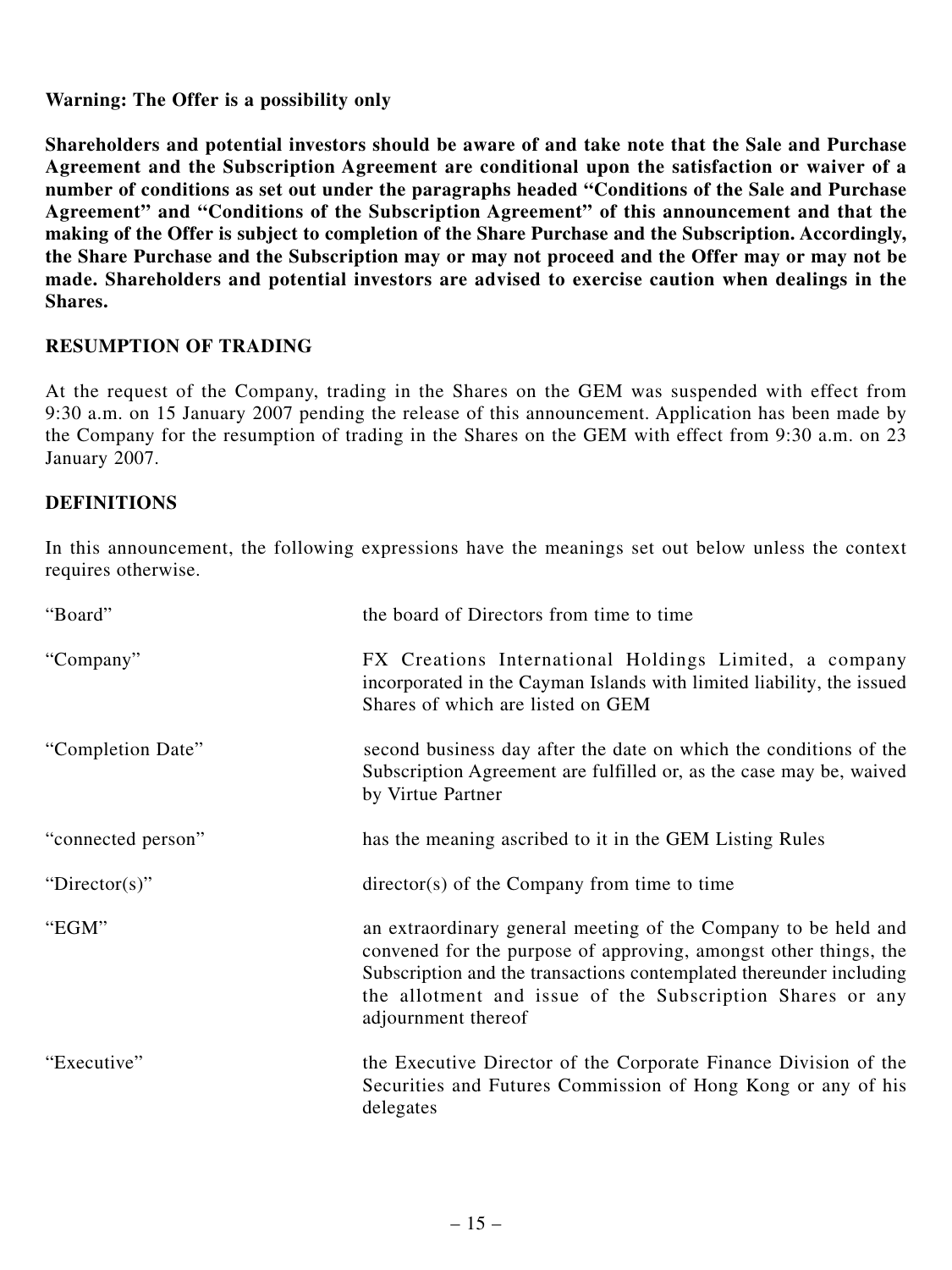**Warning: The Offer is a possibility only**

**Shareholders and potential investors should be aware of and take note that the Sale and Purchase Agreement and the Subscription Agreement are conditional upon the satisfaction or waiver of a number of conditions as set out under the paragraphs headed "Conditions of the Sale and Purchase Agreement" and "Conditions of the Subscription Agreement" of this announcement and that the making of the Offer is subject to completion of the Share Purchase and the Subscription. Accordingly, the Share Purchase and the Subscription may or may not proceed and the Offer may or may not be made. Shareholders and potential investors are advised to exercise caution when dealings in the Shares.**

## RESUMPTION OF TRADING

At the request of the Company, trading in the Shares on the GEM was suspended with effect from 9:30 a.m. on 15 January 2007 pending the release of this announcement. Application has been made by the Company for the resumption of trading in the Shares on the GEM with effect from 9:30 a.m. on 23 January 2007.

## DEFINITIONS

In this announcement, the following expressions have the meanings set out below unless the context requires otherwise.

| | |
|---|---|
| "Board" | the board of Directors from time to time |
| "Company" | FX Creations International Holdings Limited, a company incorporated in the Cayman Islands with limited liability, the issued Shares of which are listed on GEM |
| "Completion Date" | second business day after the date on which the conditions of the Subscription Agreement are fulfilled or, as the case may be, waived by Virtue Partner |
| "connected person" | has the meaning ascribed to it in the GEM Listing Rules |
| "Director(s)" | director(s) of the Company from time to time |
| "EGM" | an extraordinary general meeting of the Company to be held and convened for the purpose of approving, amongst other things, the Subscription and the transactions contemplated thereunder including the allotment and issue of the Subscription Shares or any adjournment thereof |
| "Executive" | the Executive Director of the Corporate Finance Division of the Securities and Futures Commission of Hong Kong or any of his delegates |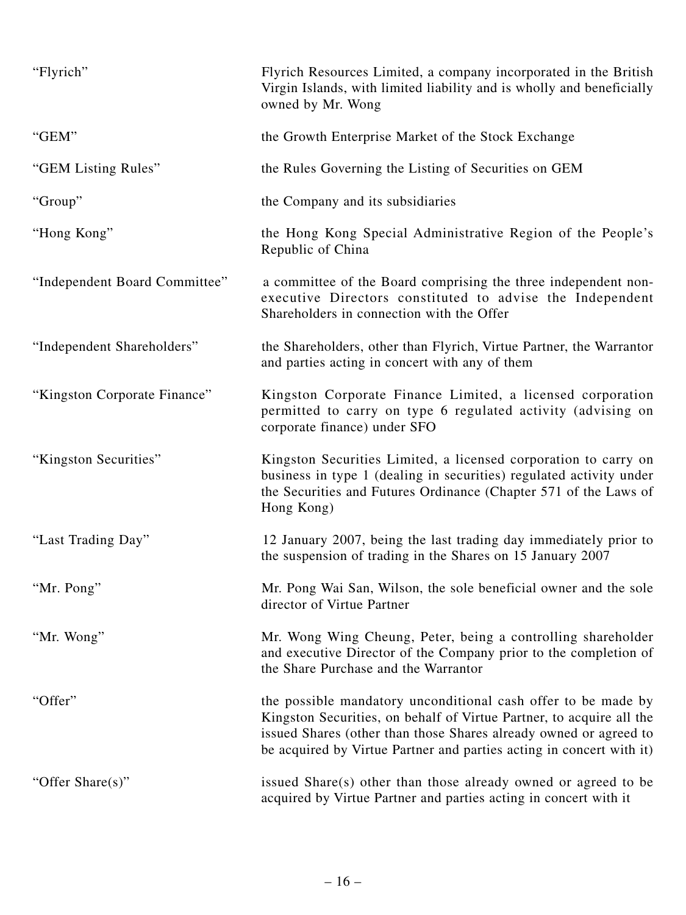| | |
|---|---|
| "Flyrich" | Flyrich Resources Limited, a company incorporated in the British Virgin Islands, with limited liability and is wholly and beneficially owned by Mr. Wong |
| "GEM" | the Growth Enterprise Market of the Stock Exchange |
| "GEM Listing Rules" | the Rules Governing the Listing of Securities on GEM |
| "Group" | the Company and its subsidiaries |
| "Hong Kong" | the Hong Kong Special Administrative Region of the People's Republic of China |
| "Independent Board Committee" | a committee of the Board comprising the three independent non-executive Directors constituted to advise the Independent Shareholders in connection with the Offer |
| "Independent Shareholders" | the Shareholders, other than Flyrich, Virtue Partner, the Warrantor and parties acting in concert with any of them |
| "Kingston Corporate Finance" | Kingston Corporate Finance Limited, a licensed corporation permitted to carry on type 6 regulated activity (advising on corporate finance) under SFO |
| "Kingston Securities" | Kingston Securities Limited, a licensed corporation to carry on business in type 1 (dealing in securities) regulated activity under the Securities and Futures Ordinance (Chapter 571 of the Laws of Hong Kong) |
| "Last Trading Day" | 12 January 2007, being the last trading day immediately prior to the suspension of trading in the Shares on 15 January 2007 |
| "Mr. Pong" | Mr. Pong Wai San, Wilson, the sole beneficial owner and the sole director of Virtue Partner |
| "Mr. Wong" | Mr. Wong Wing Cheung, Peter, being a controlling shareholder and executive Director of the Company prior to the completion of the Share Purchase and the Warrantor |
| "Offer" | the possible mandatory unconditional cash offer to be made by Kingston Securities, on behalf of Virtue Partner, to acquire all the issued Shares (other than those Shares already owned or agreed to be acquired by Virtue Partner and parties acting in concert with it) |
| "Offer Share(s)" | issued Share(s) other than those already owned or agreed to be acquired by Virtue Partner and parties acting in concert with it |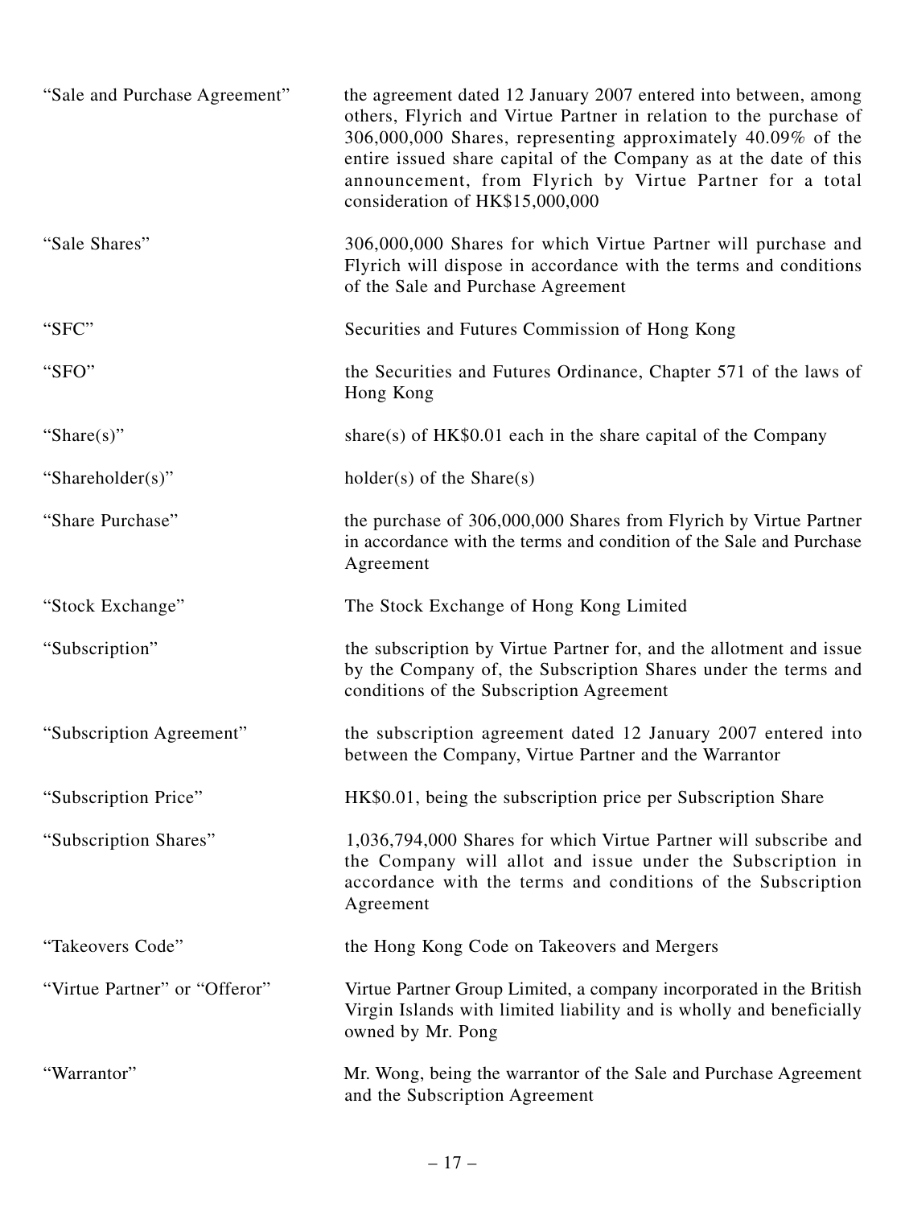| | |
|---|---|
| "Sale and Purchase Agreement" | the agreement dated 12 January 2007 entered into between, among others, Flyrich and Virtue Partner in relation to the purchase of 306,000,000 Shares, representing approximately 40.09% of the entire issued share capital of the Company as at the date of this announcement, from Flyrich by Virtue Partner for a total consideration of HK$15,000,000 |
| "Sale Shares" | 306,000,000 Shares for which Virtue Partner will purchase and Flyrich will dispose in accordance with the terms and conditions of the Sale and Purchase Agreement |
| "SFC" | Securities and Futures Commission of Hong Kong |
| "SFO" | the Securities and Futures Ordinance, Chapter 571 of the laws of Hong Kong |
| "Share(s)" | share(s) of HK$0.01 each in the share capital of the Company |
| "Shareholder(s)" | holder(s) of the Share(s) |
| "Share Purchase" | the purchase of 306,000,000 Shares from Flyrich by Virtue Partner in accordance with the terms and condition of the Sale and Purchase Agreement |
| "Stock Exchange" | The Stock Exchange of Hong Kong Limited |
| "Subscription" | the subscription by Virtue Partner for, and the allotment and issue by the Company of, the Subscription Shares under the terms and conditions of the Subscription Agreement |
| "Subscription Agreement" | the subscription agreement dated 12 January 2007 entered into between the Company, Virtue Partner and the Warrantor |
| "Subscription Price" | HK$0.01, being the subscription price per Subscription Share |
| "Subscription Shares" | 1,036,794,000 Shares for which Virtue Partner will subscribe and the Company will allot and issue under the Subscription in accordance with the terms and conditions of the Subscription Agreement |
| "Takeovers Code" | the Hong Kong Code on Takeovers and Mergers |
| "Virtue Partner" or "Offeror" | Virtue Partner Group Limited, a company incorporated in the British Virgin Islands with limited liability and is wholly and beneficially owned by Mr. Pong |
| "Warrantor" | Mr. Wong, being the warrantor of the Sale and Purchase Agreement and the Subscription Agreement |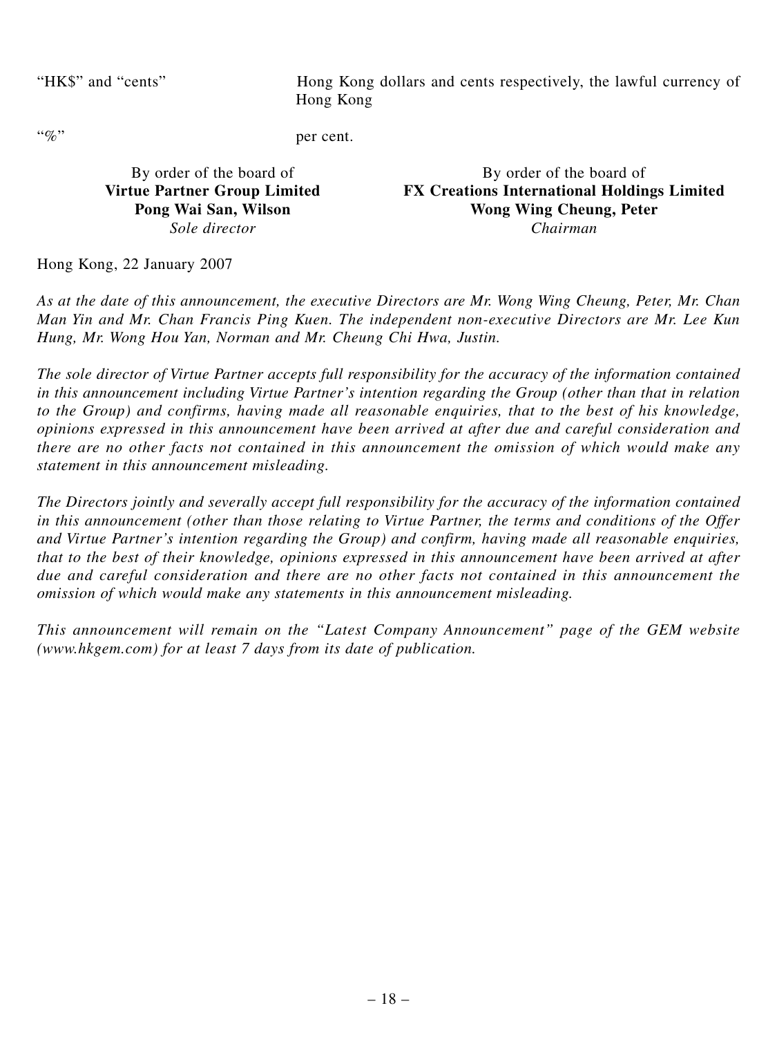| | |
|---|---|
| "HK$" and "cents" | Hong Kong dollars and cents respectively, the lawful currency of Hong Kong |
| "%" | per cent. |

By order of the board of
**Virtue Partner Group Limited**
**Pong Wai San, Wilson**
*Sole director*

By order of the board of
**FX Creations International Holdings Limited**
**Wong Wing Cheung, Peter**
*Chairman*

Hong Kong, 22 January 2007

*As at the date of this announcement, the executive Directors are Mr. Wong Wing Cheung, Peter, Mr. Chan Man Yin and Mr. Chan Francis Ping Kuen. The independent non-executive Directors are Mr. Lee Kun Hung, Mr. Wong Hou Yan, Norman and Mr. Cheung Chi Hwa, Justin.*

*The sole director of Virtue Partner accepts full responsibility for the accuracy of the information contained in this announcement including Virtue Partner's intention regarding the Group (other than that in relation to the Group) and confirms, having made all reasonable enquiries, that to the best of his knowledge, opinions expressed in this announcement have been arrived at after due and careful consideration and there are no other facts not contained in this announcement the omission of which would make any statement in this announcement misleading.*

*The Directors jointly and severally accept full responsibility for the accuracy of the information contained in this announcement (other than those relating to Virtue Partner, the terms and conditions of the Offer and Virtue Partner's intention regarding the Group) and confirm, having made all reasonable enquiries, that to the best of their knowledge, opinions expressed in this announcement have been arrived at after due and careful consideration and there are no other facts not contained in this announcement the omission of which would make any statements in this announcement misleading.*

*This announcement will remain on the "Latest Company Announcement" page of the GEM website (www.hkgem.com) for at least 7 days from its date of publication.*